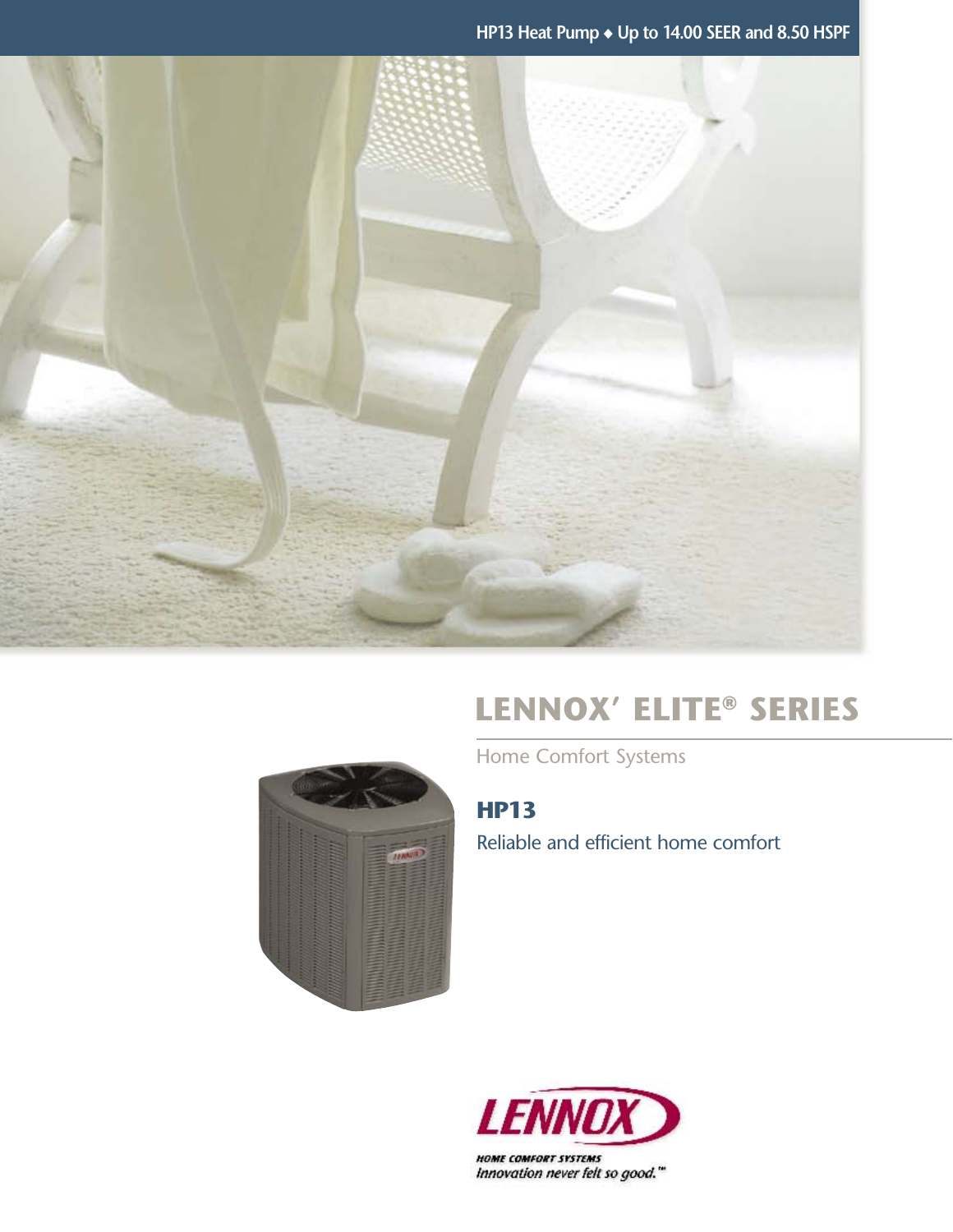HP13 Heat Pump ◆ Up to 14.00 SEER and 8.50 HSPF

# LENNOX' ELITE® SERIES

Home Comfort Systems

## HP13

Reliable and efficient home comfort

LENNOX

HOME COMFORT SYSTEMS

*Innovation never felt so good.™*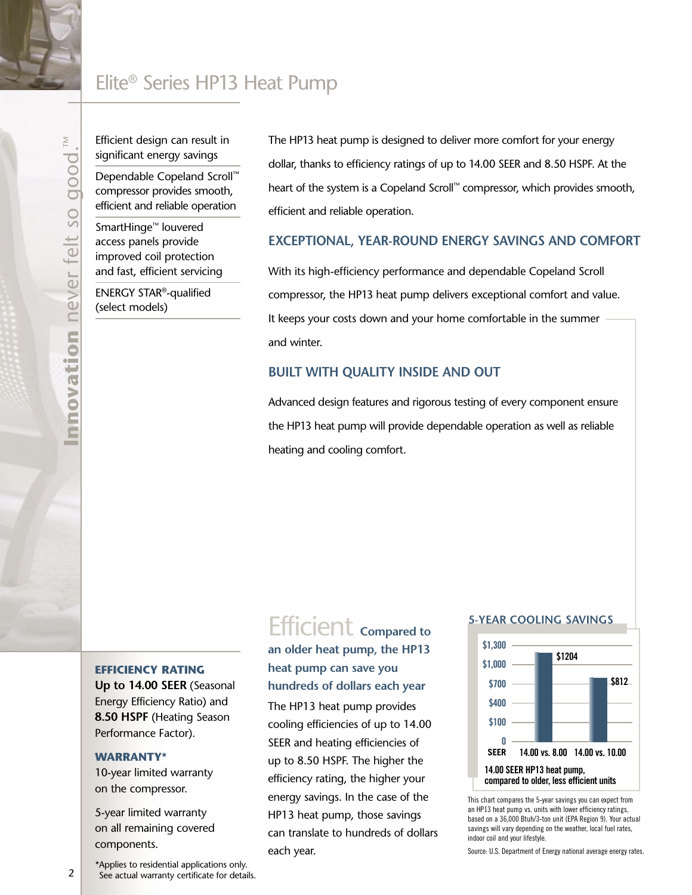# Elite® Series HP13 Heat Pump

*Innovation never felt so good.™*

- Efficient design can result in significant energy savings
- Dependable Copeland Scroll™ compressor provides smooth, efficient and reliable operation
- SmartHinge™ louvered access panels provide improved coil protection and fast, efficient servicing
- ENERGY STAR®-qualified (select models)

The HP13 heat pump is designed to deliver more comfort for your energy dollar, thanks to efficiency ratings of up to 14.00 SEER and 8.50 HSPF. At the heart of the system is a Copeland Scroll™ compressor, which provides smooth, efficient and reliable operation.

## EXCEPTIONAL, YEAR-ROUND ENERGY SAVINGS AND COMFORT

With its high-efficiency performance and dependable Copeland Scroll compressor, the HP13 heat pump delivers exceptional comfort and value. It keeps your costs down and your home comfortable in the summer and winter.

## BUILT WITH QUALITY INSIDE AND OUT

Advanced design features and rigorous testing of every component ensure the HP13 heat pump will provide dependable operation as well as reliable heating and cooling comfort.

### EFFICIENCY RATING

**Up to 14.00 SEER** (Seasonal Energy Efficiency Ratio) and **8.50 HSPF** (Heating Season Performance Factor).

### WARRANTY*

10-year limited warranty on the compressor.

5-year limited warranty on all remaining covered components.

*Applies to residential applications only. See actual warranty certificate for details.

## Efficient **Compared to an older heat pump, the HP13 heat pump can save you hundreds of dollars each year**

The HP13 heat pump provides cooling efficiencies of up to 14.00 SEER and heating efficiencies of up to 8.50 HSPF. The higher the efficiency rating, the higher your energy savings. In the case of the HP13 heat pump, those savings can translate to hundreds of dollars each year.

### 5-YEAR COOLING SAVINGS

| SEER | 14.00 vs. 8.00 | 14.00 vs. 10.00 |
|---|---|---|
| 5-year cooling savings | $1204 | $812 |

**14.00 SEER HP13 heat pump, compared to older, less efficient units**

This chart compares the 5-year savings you can expect from an HP13 heat pump vs. units with lower efficiency ratings, based on a 36,000 Btuh/3-ton unit (EPA Region 9). Your actual savings will vary depending on the weather, local fuel rates, indoor coil and your lifestyle.

Source: U.S. Department of Energy national average energy rates.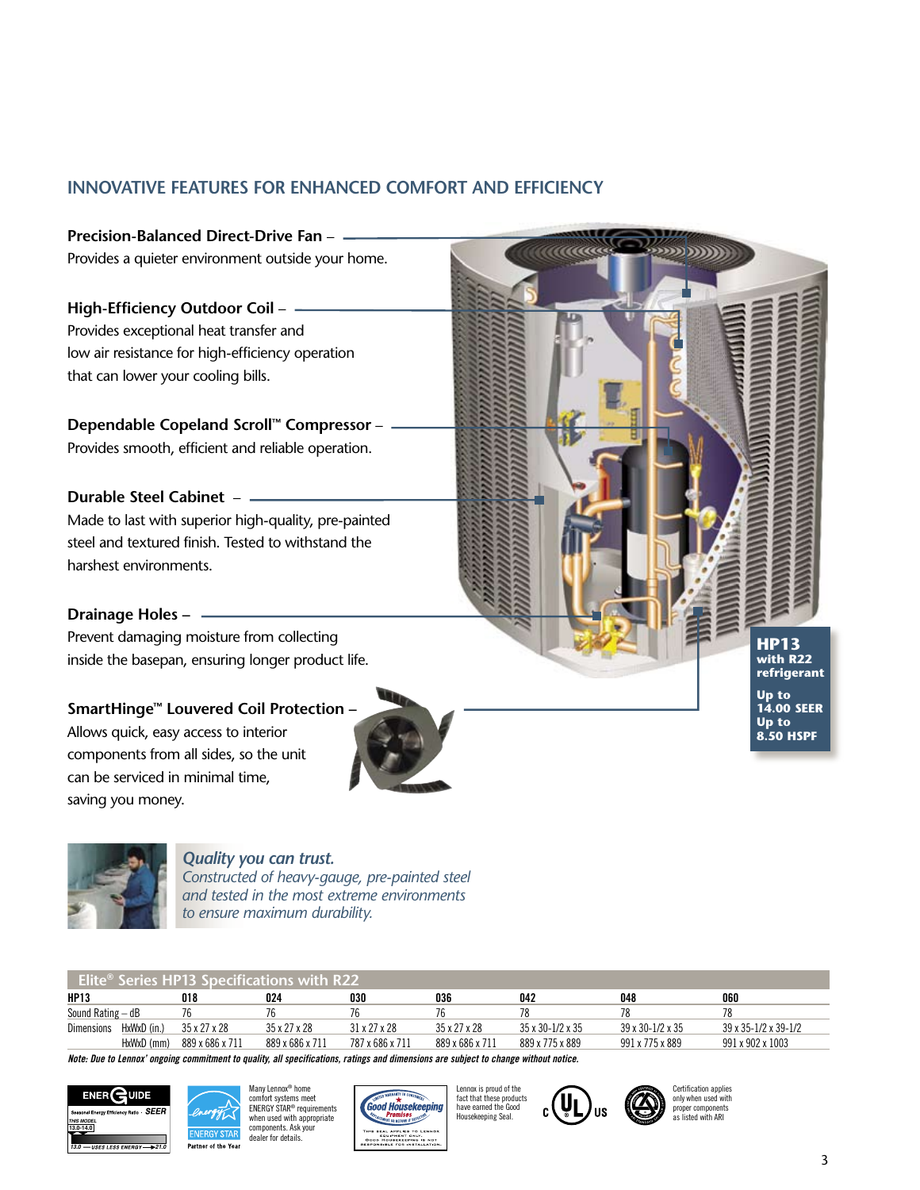## INNOVATIVE FEATURES FOR ENHANCED COMFORT AND EFFICIENCY

**Precision-Balanced Direct-Drive Fan** –
Provides a quieter environment outside your home.

**High-Efficiency Outdoor Coil** –
Provides exceptional heat transfer and low air resistance for high-efficiency operation that can lower your cooling bills.

**Dependable Copeland Scroll™ Compressor** –
Provides smooth, efficient and reliable operation.

**Durable Steel Cabinet** –
Made to last with superior high-quality, pre-painted steel and textured finish. Tested to withstand the harshest environments.

**Drainage Holes** –
Prevent damaging moisture from collecting inside the basepan, ensuring longer product life.

**SmartHinge™ Louvered Coil Protection** –
Allows quick, easy access to interior components from all sides, so the unit can be serviced in minimal time, saving you money.

**HP13**
**with R22 refrigerant**
**Up to 14.00 SEER**
**Up to 8.50 HSPF**

*Quality you can trust.*
*Constructed of heavy-gauge, pre-painted steel and tested in the most extreme environments to ensure maximum durability.*

### Elite® Series HP13 Specifications with R22

| HP13 | | 018 | 024 | 030 | 036 | 042 | 048 | 060 |
|---|---|---|---|---|---|---|---|---|
| Sound Rating – dB | | 76 | 76 | 76 | 76 | 78 | 78 | 78 |
| Dimensions | HxWxD (in.) | 35 x 27 x 28 | 35 x 27 x 28 | 31 x 27 x 28 | 35 x 27 x 28 | 35 x 30-1/2 x 35 | 39 x 30-1/2 x 35 | 39 x 35-1/2 x 39-1/2 |
| | HxWxD (mm) | 889 x 686 x 711 | 889 x 686 x 711 | 787 x 686 x 711 | 889 x 686 x 711 | 889 x 775 x 889 | 991 x 775 x 889 | 991 x 902 x 1003 |

***Note: Due to Lennox' ongoing commitment to quality, all specifications, ratings and dimensions are subject to change without notice.***

ENERGUIDE — Seasonal Energy Efficiency Ratio · SEER — THIS MODEL 13.0-14.0 — 13.0 — USES LESS ENERGY — 21.0

ENERGY STAR — Partner of the Year

Many Lennox® home comfort systems meet ENERGY STAR® requirements when used with appropriate components. Ask your dealer for details.

Good Housekeeping Promises — Limited warranty to consumers — Replacement or refund if defective — This seal applies to Lennox equipment only. Good Housekeeping is not responsible for installation.

Lennox is proud of the fact that these products have earned the Good Housekeeping Seal.

C UL US

Certification applies only when used with proper components as listed with ARI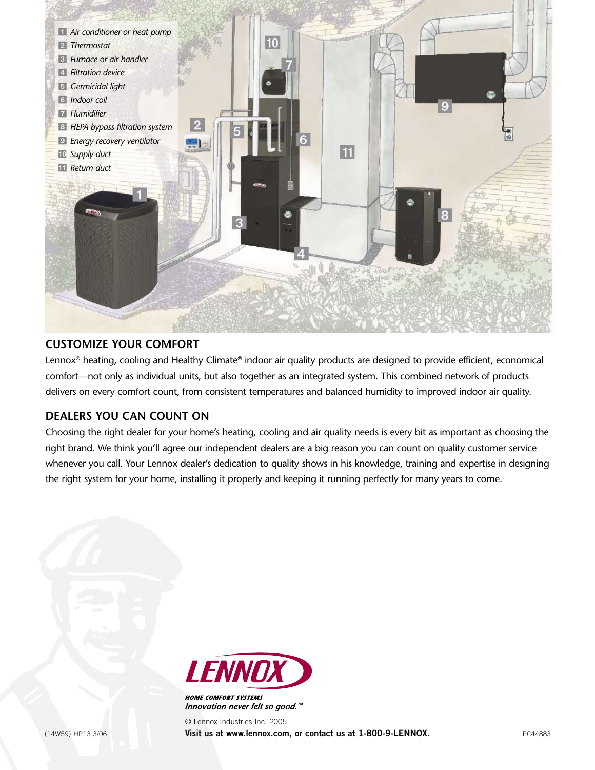1 *Air conditioner or heat pump*
2 *Thermostat*
3 *Furnace or air handler*
4 *Filtration device*
5 *Germicidal light*
6 *Indoor coil*
7 *Humidifier*
8 *HEPA bypass filtration system*
9 *Energy recovery ventilator*
10 *Supply duct*
11 *Return duct*

## CUSTOMIZE YOUR COMFORT

Lennox® heating, cooling and Healthy Climate® indoor air quality products are designed to provide efficient, economical comfort—not only as individual units, but also together as an integrated system. This combined network of products delivers on every comfort count, from consistent temperatures and balanced humidity to improved indoor air quality.

## DEALERS YOU CAN COUNT ON

Choosing the right dealer for your home's heating, cooling and air quality needs is every bit as important as choosing the right brand. We think you'll agree our independent dealers are a big reason you can count on quality customer service whenever you call. Your Lennox dealer's dedication to quality shows in his knowledge, training and expertise in designing the right system for your home, installing it properly and keeping it running perfectly for many years to come.

LENNOX

***HOME COMFORT SYSTEMS***
*Innovation never felt so good.*™

© Lennox Industries Inc. 2005

**Visit us at www.lennox.com, or contact us at 1-800-9-LENNOX.**

(14W59) HP13 3/06

PC44883